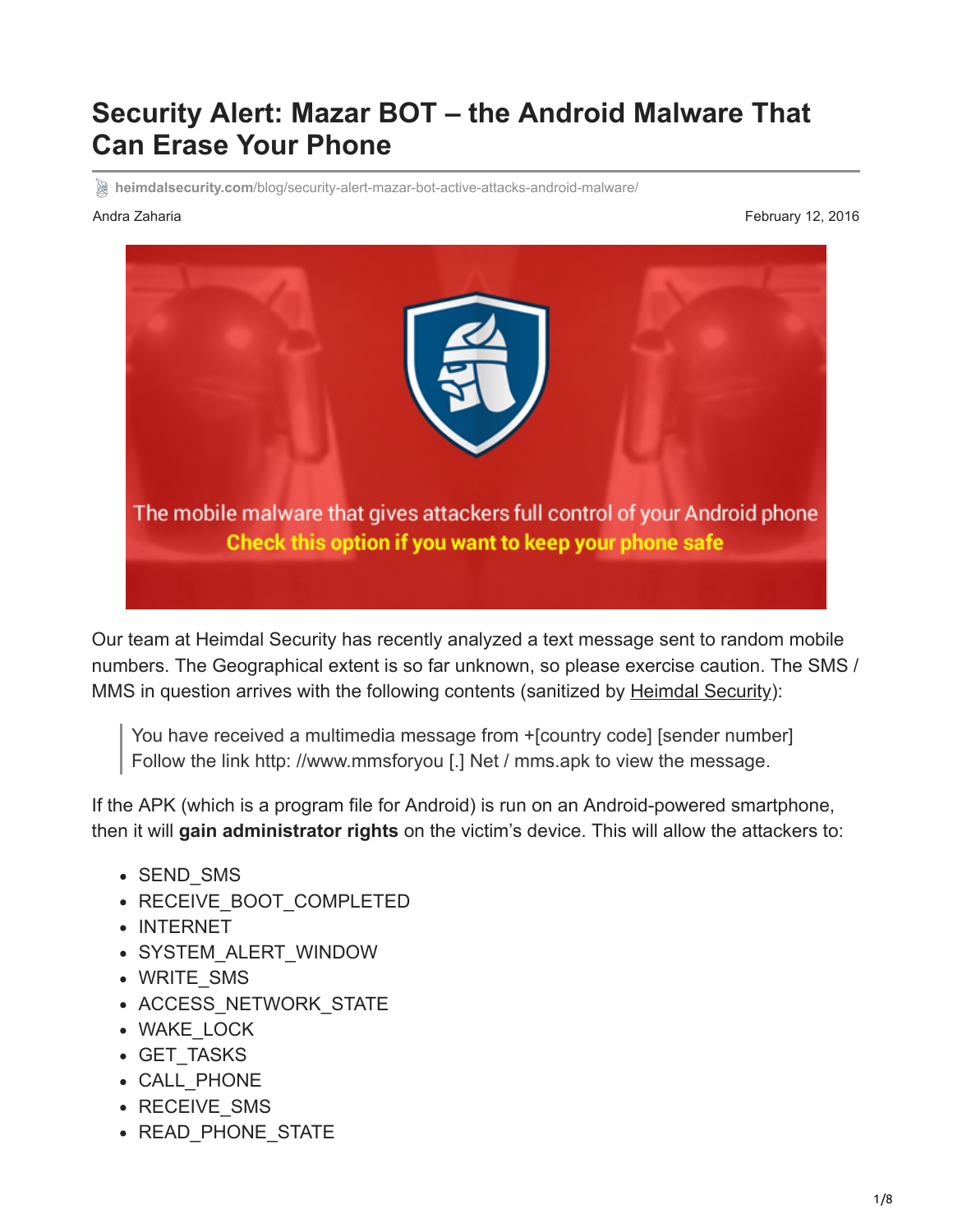# Security Alert: Mazar BOT – the Android Malware That Can Erase Your Phone

heimdalsecurity.com/blog/security-alert-mazar-bot-active-attacks-android-malware/

Andra Zaharia

February 12, 2016

Our team at Heimdal Security has recently analyzed a text message sent to random mobile numbers. The Geographical extent is so far unknown, so please exercise caution. The SMS / MMS in question arrives with the following contents (sanitized by Heimdal Security):

> You have received a multimedia message from +[country code] [sender number]
> Follow the link http: //www.mmsforyou [.] Net / mms.apk to view the message.

If the APK (which is a program file for Android) is run on an Android-powered smartphone, then it will **gain administrator rights** on the victim's device. This will allow the attackers to:

- SEND_SMS
- RECEIVE_BOOT_COMPLETED
- INTERNET
- SYSTEM_ALERT_WINDOW
- WRITE_SMS
- ACCESS_NETWORK_STATE
- WAKE_LOCK
- GET_TASKS
- CALL_PHONE
- RECEIVE_SMS
- READ_PHONE_STATE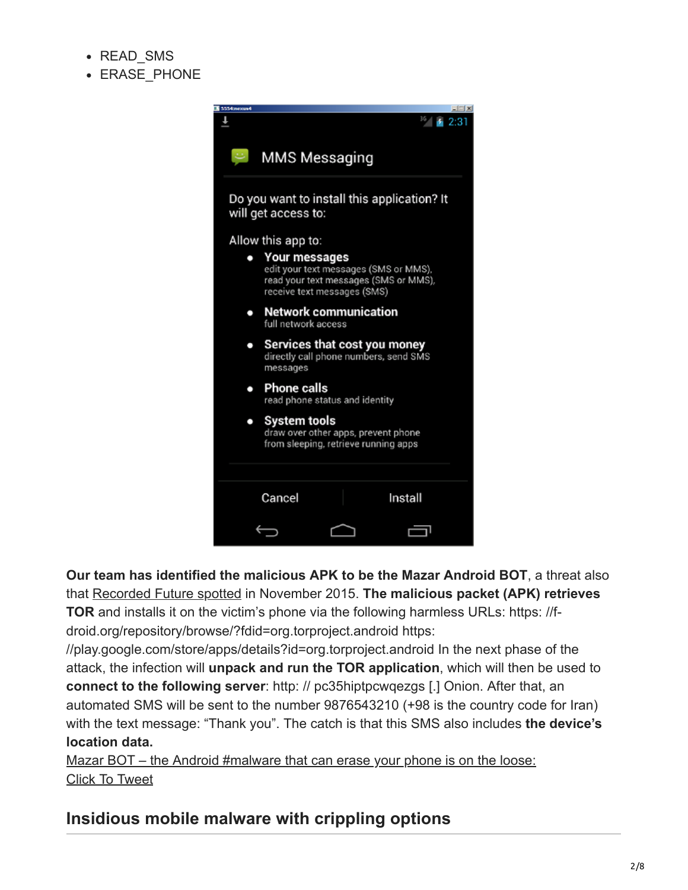- READ_SMS
- ERASE_PHONE

**Our team has identified the malicious APK to be the Mazar Android BOT**, a threat also that Recorded Future spotted in November 2015. **The malicious packet (APK) retrieves TOR** and installs it on the victim's phone via the following harmless URLs: https: //f-droid.org/repository/browse/?fdid=org.torproject.android https: //play.google.com/store/apps/details?id=org.torproject.android In the next phase of the attack, the infection will **unpack and run the TOR application**, which will then be used to **connect to the following server**: http: // pc35hiptpcwqezgs [.] Onion. After that, an automated SMS will be sent to the number 9876543210 (+98 is the country code for Iran) with the text message: "Thank you". The catch is that this SMS also includes **the device's location data.**

Mazar BOT – the Android #malware that can erase your phone is on the loose: Click To Tweet

## Insidious mobile malware with crippling options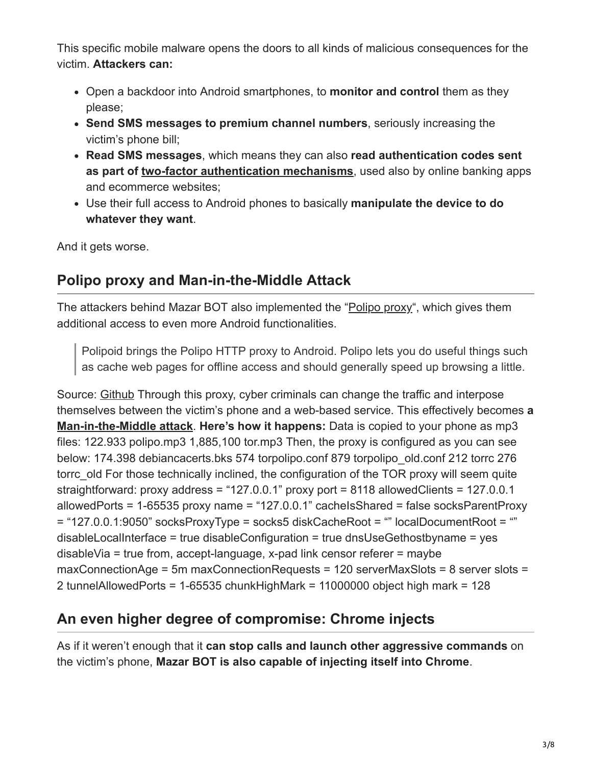This specific mobile malware opens the doors to all kinds of malicious consequences for the victim. **Attackers can:**

- Open a backdoor into Android smartphones, to **monitor and control** them as they please;
- **Send SMS messages to premium channel numbers**, seriously increasing the victim's phone bill;
- **Read SMS messages**, which means they can also **read authentication codes sent as part of two-factor authentication mechanisms**, used also by online banking apps and ecommerce websites;
- Use their full access to Android phones to basically **manipulate the device to do whatever they want**.

And it gets worse.

## Polipo proxy and Man-in-the-Middle Attack

The attackers behind Mazar BOT also implemented the "Polipo proxy", which gives them additional access to even more Android functionalities.

> Polipoid brings the Polipo HTTP proxy to Android. Polipo lets you do useful things such as cache web pages for offline access and should generally speed up browsing a little.

Source: Github Through this proxy, cyber criminals can change the traffic and interpose themselves between the victim's phone and a web-based service. This effectively becomes **a Man-in-the-Middle attack**. **Here's how it happens:** Data is copied to your phone as mp3 files: 122.933 polipo.mp3 1,885,100 tor.mp3 Then, the proxy is configured as you can see below: 174.398 debiancacerts.bks 574 torpolipo.conf 879 torpolipo_old.conf 212 torrc 276 torrc_old For those technically inclined, the configuration of the TOR proxy will seem quite straightforward: proxy address = "127.0.0.1" proxy port = 8118 allowedClients = 127.0.0.1 allowedPorts = 1-65535 proxy name = "127.0.0.1" cacheIsShared = false socksParentProxy = "127.0.0.1:9050" socksProxyType = socks5 diskCacheRoot = "" localDocumentRoot = "" disableLocalInterface = true disableConfiguration = true dnsUseGethostbyname = yes disableVia = true from, accept-language, x-pad link censor referer = maybe maxConnectionAge = 5m maxConnectionRequests = 120 serverMaxSlots = 8 server slots = 2 tunnelAllowedPorts = 1-65535 chunkHighMark = 11000000 object high mark = 128

## An even higher degree of compromise: Chrome injects

As if it weren't enough that it **can stop calls and launch other aggressive commands** on the victim's phone, **Mazar BOT is also capable of injecting itself into Chrome**.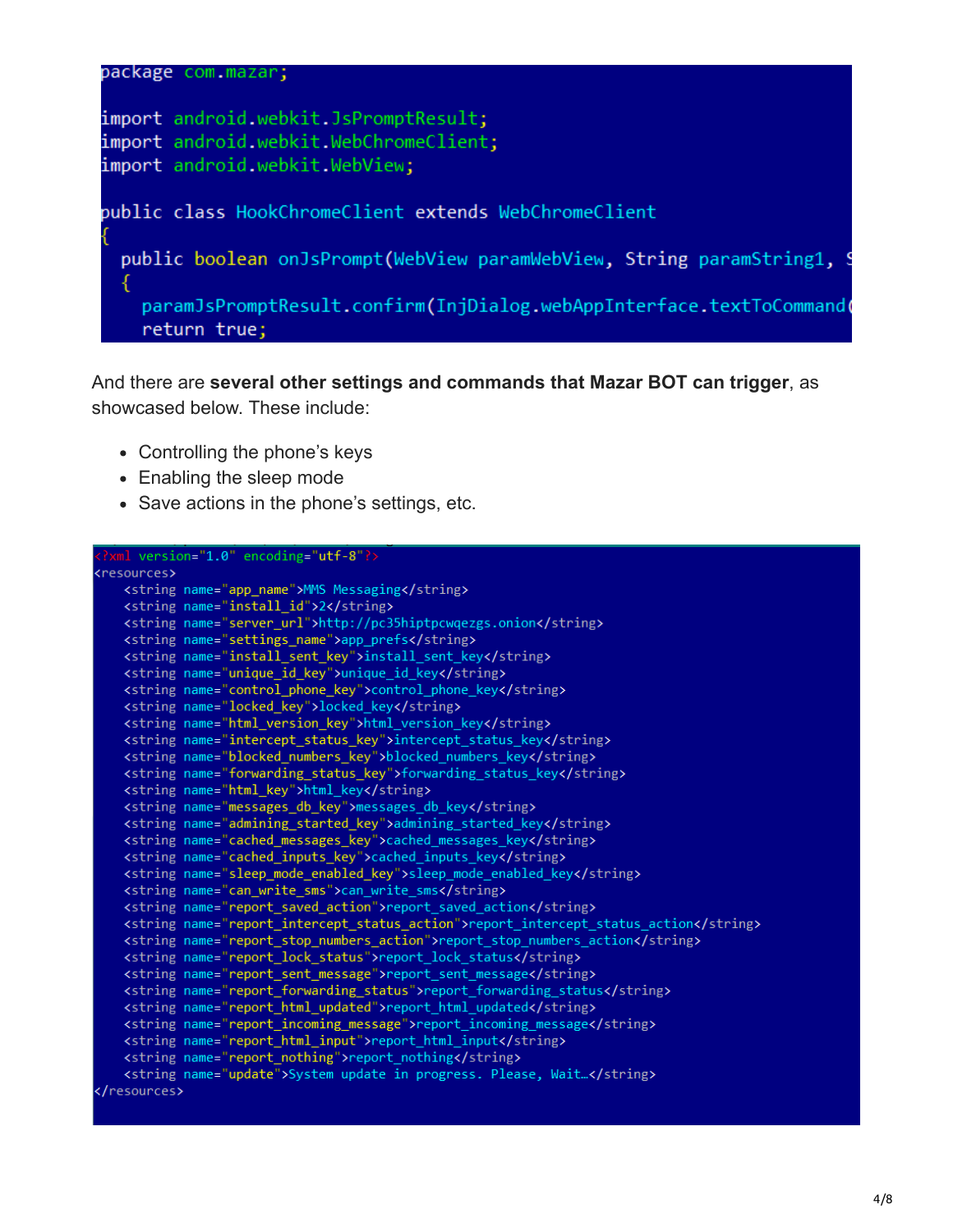```
package com.mazar;

import android.webkit.JsPromptResult;
import android.webkit.WebChromeClient;
import android.webkit.WebView;

public class HookChromeClient extends WebChromeClient
{
  public boolean onJsPrompt(WebView paramWebView, String paramString1, S
  {
    paramJsPromptResult.confirm(InjDialog.webAppInterface.textToCommand(
    return true;
```

And there are **several other settings and commands that Mazar BOT can trigger**, as showcased below. These include:

- Controlling the phone's keys
- Enabling the sleep mode
- Save actions in the phone's settings, etc.

```
<?xml version="1.0" encoding="utf-8"?>
<resources>
    <string name="app_name">MMS Messaging</string>
    <string name="install_id">2</string>
    <string name="server_url">http://pc35hiptpcwqezgs.onion</string>
    <string name="settings_name">app_prefs</string>
    <string name="install_sent_key">install_sent_key</string>
    <string name="unique_id_key">unique_id_key</string>
    <string name="control_phone_key">control_phone_key</string>
    <string name="locked_key">locked_key</string>
    <string name="html_version_key">html_version_key</string>
    <string name="intercept_status_key">intercept_status_key</string>
    <string name="blocked_numbers_key">blocked_numbers_key</string>
    <string name="forwarding_status_key">forwarding_status_key</string>
    <string name="html_key">html_key</string>
    <string name="messages_db_key">messages_db_key</string>
    <string name="admining_started_key">admining_started_key</string>
    <string name="cached_messages_key">cached_messages_key</string>
    <string name="cached_inputs_key">cached_inputs_key</string>
    <string name="sleep_mode_enabled_key">sleep_mode_enabled_key</string>
    <string name="can_write_sms">can_write_sms</string>
    <string name="report_saved_action">report_saved_action</string>
    <string name="report_intercept_status_action">report_intercept_status_action</string>
    <string name="report_stop_numbers_action">report_stop_numbers_action</string>
    <string name="report_lock_status">report_lock_status</string>
    <string name="report_sent_message">report_sent_message</string>
    <string name="report_forwarding_status">report_forwarding_status</string>
    <string name="report_html_updated">report_html_updated</string>
    <string name="report_incoming_message">report_incoming_message</string>
    <string name="report_html_input">report_html_input</string>
    <string name="report_nothing">report_nothing</string>
    <string name="update">System update in progress. Please, Wait…</string>
</resources>
```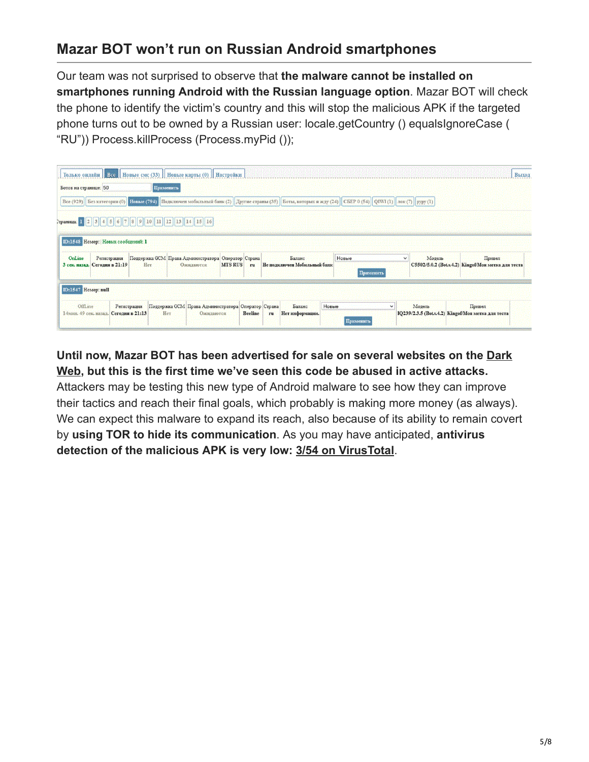## Mazar BOT won't run on Russian Android smartphones

Our team was not surprised to observe that **the malware cannot be installed on smartphones running Android with the Russian language option**. Mazar BOT will check the phone to identify the victim's country and this will stop the malicious APK if the targeted phone turns out to be owned by a Russian user: locale.getCountry () equalsIgnoreCase ( "RU")) Process.killProcess (Process.myPid ());

**Until now, Mazar BOT has been advertised for sale on several websites on the Dark Web, but this is the first time we've seen this code be abused in active attacks.** Attackers may be testing this new type of Android malware to see how they can improve their tactics and reach their final goals, which probably is making more money (as always). We can expect this malware to expand its reach, also because of its ability to remain covert by **using TOR to hide its communication**. As you may have anticipated, **antivirus detection of the malicious APK is very low: 3/54 on VirusTotal**.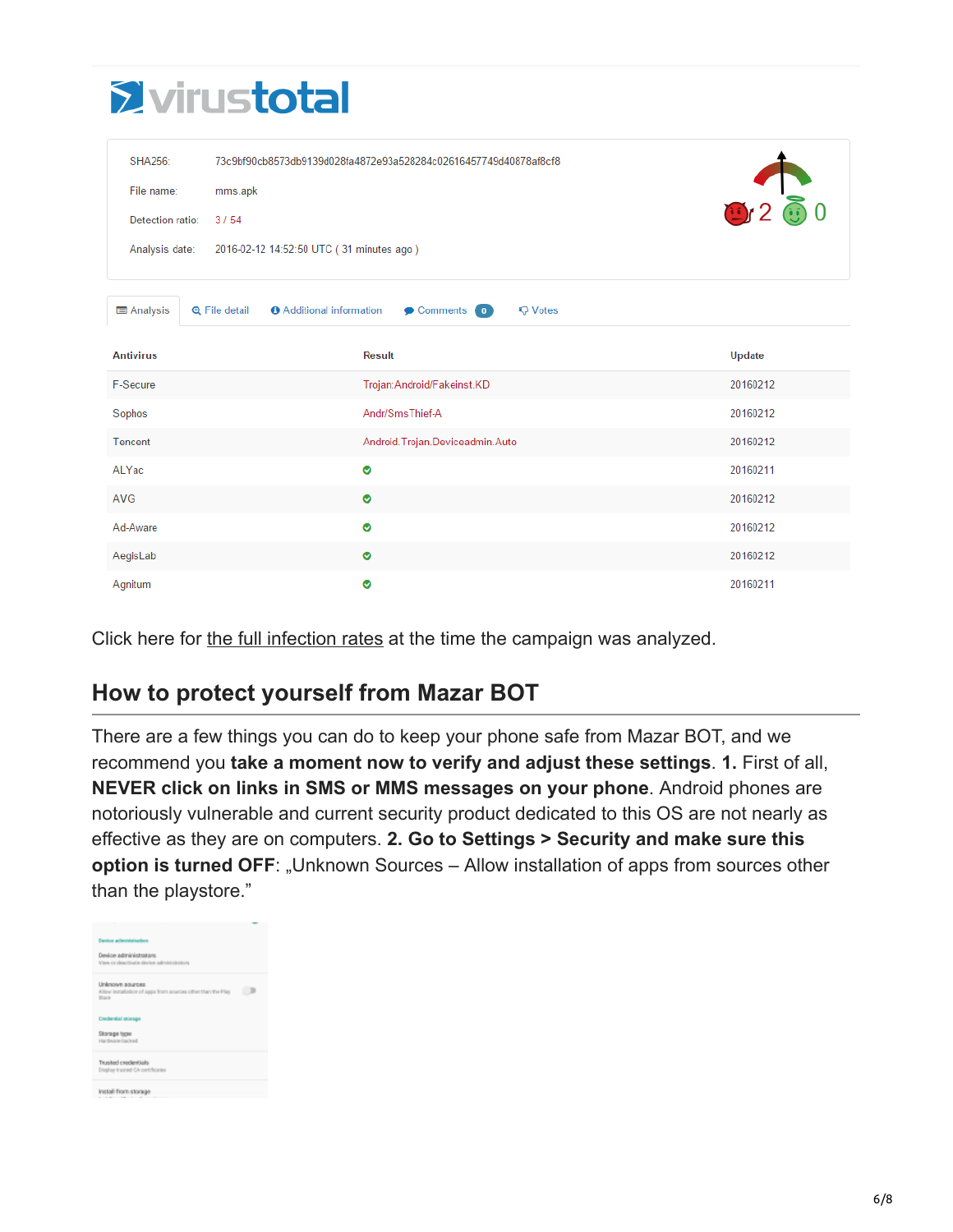SHA256: 73c9bf90cb8573db9139d028fa4872e93a528284c02616457749d40878af8cf8

File name: mms.apk

Detection ratio: 3 / 54

Analysis date: 2016-02-12 14:52:50 UTC ( 31 minutes ago )

| Antivirus | Result | Update |
|---|---|---|
| F-Secure | Trojan:Android/Fakeinst.KD | 20160212 |
| Sophos | Andr/SmsThief-A | 20160212 |
| Tencent | Android.Trojan.Deviceadmin.Auto | 20160212 |
| ALYac | ✓ | 20160211 |
| AVG | ✓ | 20160212 |
| Ad-Aware | ✓ | 20160212 |
| AegisLab | ✓ | 20160212 |
| Agnitum | ✓ | 20160211 |

Click here for the full infection rates at the time the campaign was analyzed.

## How to protect yourself from Mazar BOT

There are a few things you can do to keep your phone safe from Mazar BOT, and we recommend you **take a moment now to verify and adjust these settings**. **1.** First of all, **NEVER click on links in SMS or MMS messages on your phone**. Android phones are notoriously vulnerable and current security product dedicated to this OS are not nearly as effective as they are on computers. **2. Go to Settings > Security and make sure this option is turned OFF**: „Unknown Sources – Allow installation of apps from sources other than the playstore."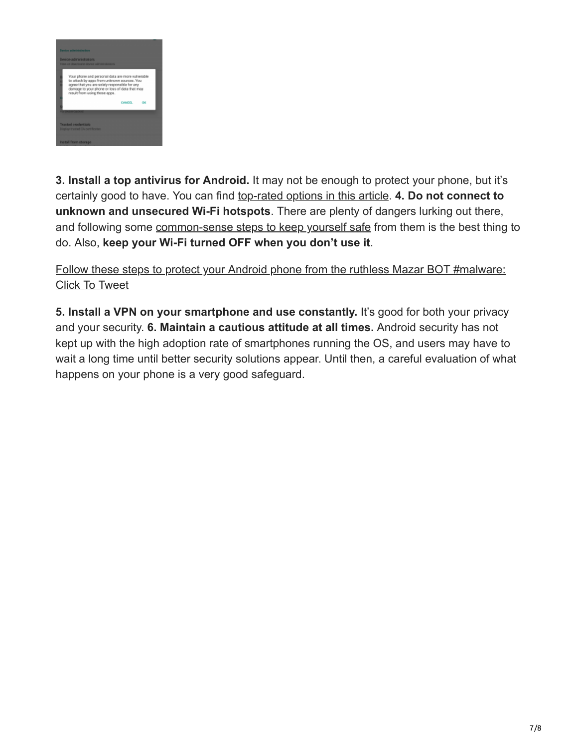**3. Install a top antivirus for Android.** It may not be enough to protect your phone, but it's certainly good to have. You can find top-rated options in this article. **4. Do not connect to unknown and unsecured Wi-Fi hotspots**. There are plenty of dangers lurking out there, and following some common-sense steps to keep yourself safe from them is the best thing to do. Also, **keep your Wi-Fi turned OFF when you don't use it**.

Follow these steps to protect your Android phone from the ruthless Mazar BOT #malware: Click To Tweet

**5. Install a VPN on your smartphone and use constantly.** It's good for both your privacy and your security. **6. Maintain a cautious attitude at all times.** Android security has not kept up with the high adoption rate of smartphones running the OS, and users may have to wait a long time until better security solutions appear. Until then, a careful evaluation of what happens on your phone is a very good safeguard.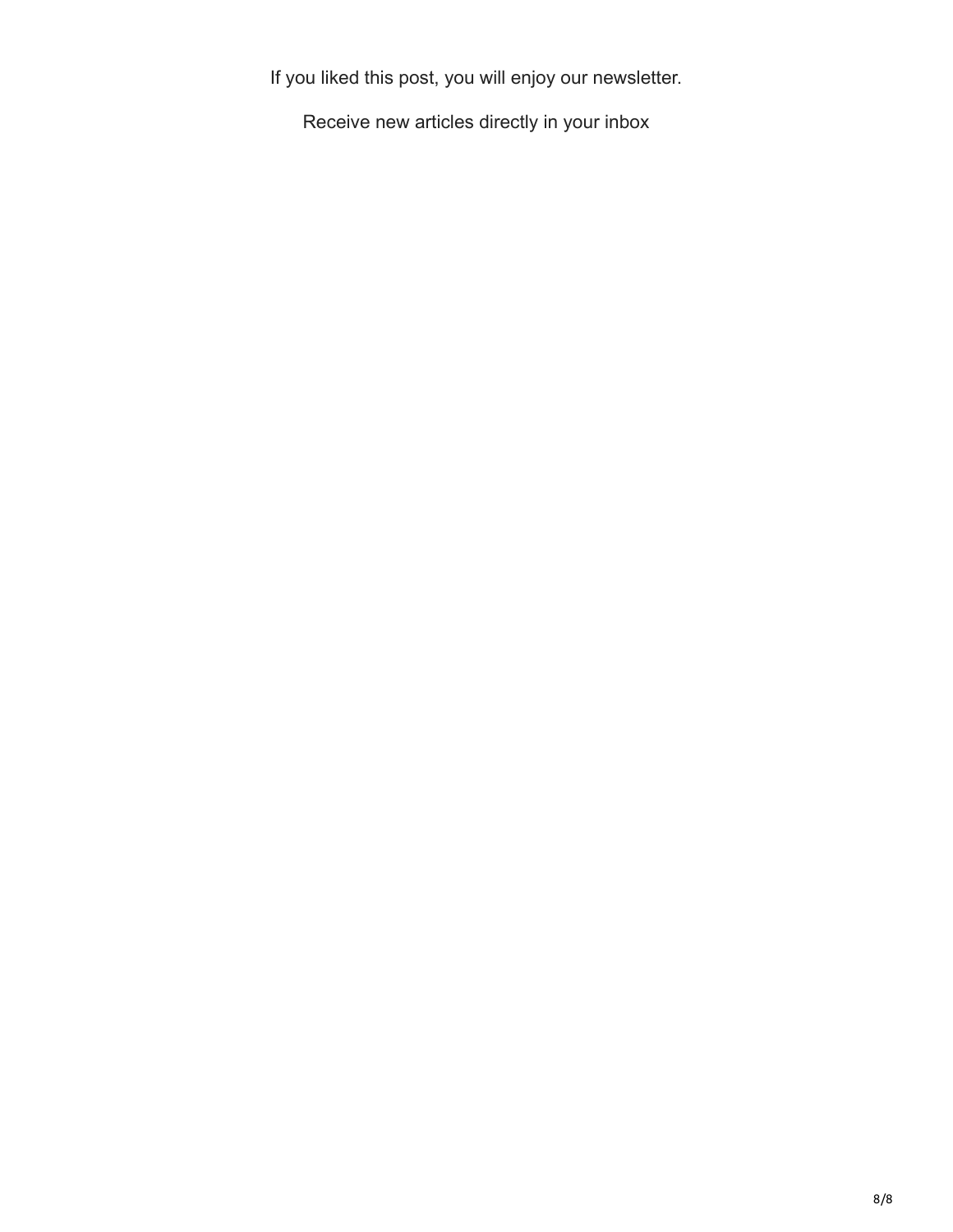If you liked this post, you will enjoy our newsletter.

Receive new articles directly in your inbox